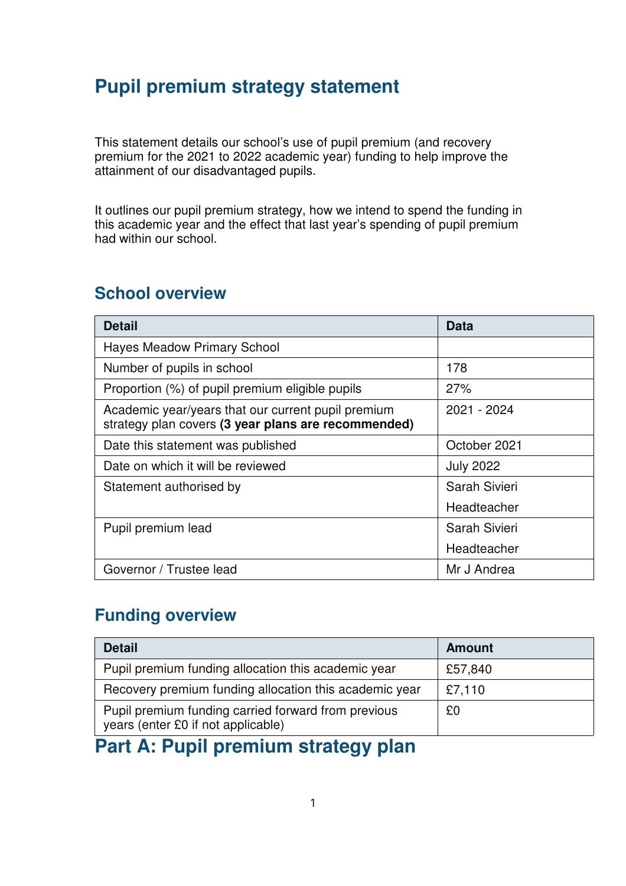# Pupil premium strategy statement

This statement details our school's use of pupil premium (and recovery premium for the 2021 to 2022 academic year) funding to help improve the attainment of our disadvantaged pupils.

It outlines our pupil premium strategy, how we intend to spend the funding in this academic year and the effect that last year's spending of pupil premium had within our school.

## School overview

| Detail | Data |
|---|---|
| Hayes Meadow Primary School | |
| Number of pupils in school | 178 |
| Proportion (%) of pupil premium eligible pupils | 27% |
| Academic year/years that our current pupil premium strategy plan covers **(3 year plans are recommended)** | 2021 - 2024 |
| Date this statement was published | October 2021 |
| Date on which it will be reviewed | July 2022 |
| Statement authorised by | Sarah Sivieri<br>Headteacher |
| Pupil premium lead | Sarah Sivieri<br>Headteacher |
| Governor / Trustee lead | Mr J Andrea |

## Funding overview

| Detail | Amount |
|---|---|
| Pupil premium funding allocation this academic year | £57,840 |
| Recovery premium funding allocation this academic year | £7,110 |
| Pupil premium funding carried forward from previous years (enter £0 if not applicable) | £0 |

# Part A: Pupil premium strategy plan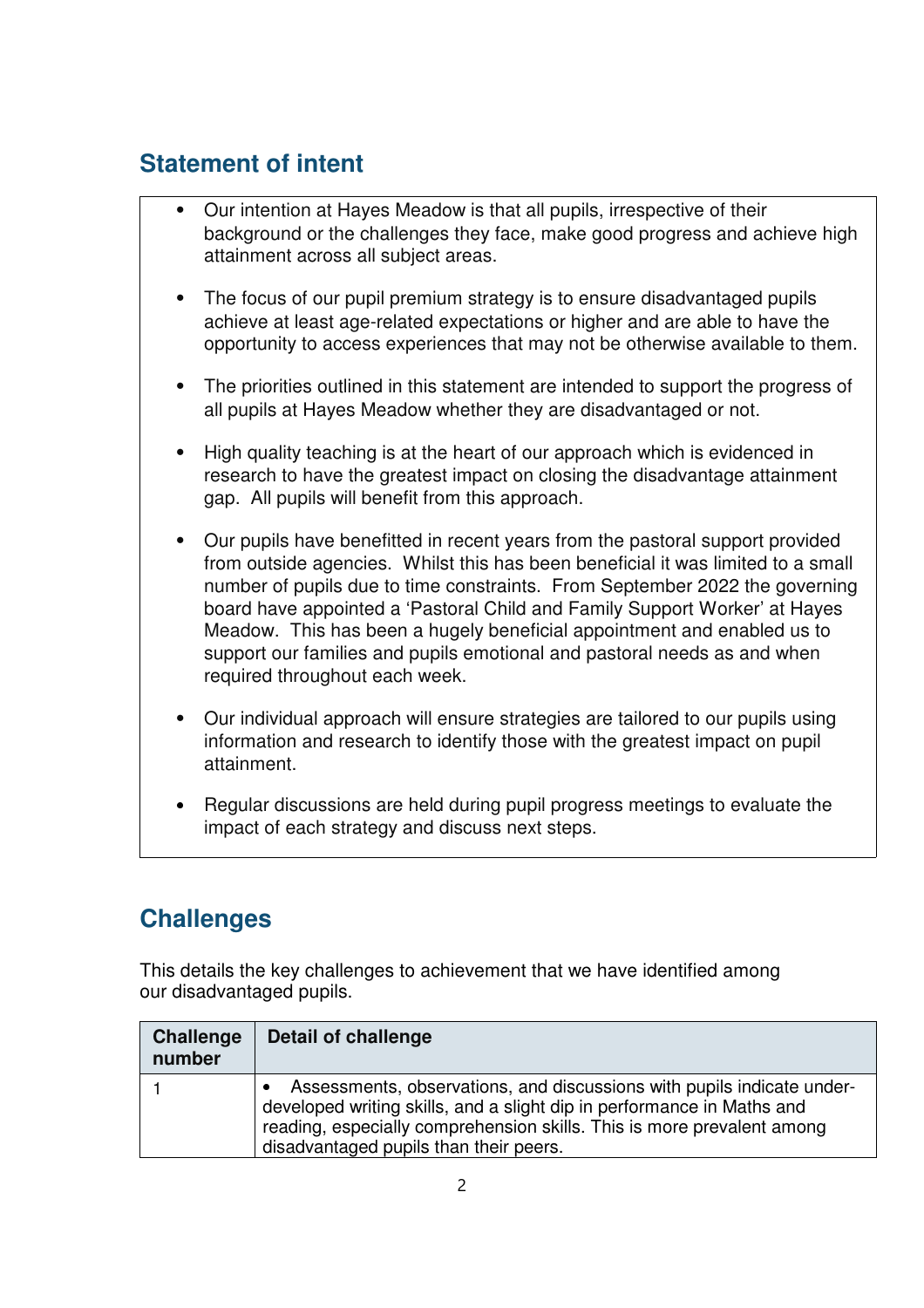## Statement of intent

- Our intention at Hayes Meadow is that all pupils, irrespective of their background or the challenges they face, make good progress and achieve high attainment across all subject areas.
- The focus of our pupil premium strategy is to ensure disadvantaged pupils achieve at least age-related expectations or higher and are able to have the opportunity to access experiences that may not be otherwise available to them.
- The priorities outlined in this statement are intended to support the progress of all pupils at Hayes Meadow whether they are disadvantaged or not.
- High quality teaching is at the heart of our approach which is evidenced in research to have the greatest impact on closing the disadvantage attainment gap. All pupils will benefit from this approach.
- Our pupils have benefitted in recent years from the pastoral support provided from outside agencies. Whilst this has been beneficial it was limited to a small number of pupils due to time constraints. From September 2022 the governing board have appointed a 'Pastoral Child and Family Support Worker' at Hayes Meadow. This has been a hugely beneficial appointment and enabled us to support our families and pupils emotional and pastoral needs as and when required throughout each week.
- Our individual approach will ensure strategies are tailored to our pupils using information and research to identify those with the greatest impact on pupil attainment.
- Regular discussions are held during pupil progress meetings to evaluate the impact of each strategy and discuss next steps.

## Challenges

This details the key challenges to achievement that we have identified among our disadvantaged pupils.

| Challenge number | Detail of challenge |
|---|---|
| 1 | • Assessments, observations, and discussions with pupils indicate under-developed writing skills, and a slight dip in performance in Maths and reading, especially comprehension skills. This is more prevalent among disadvantaged pupils than their peers. |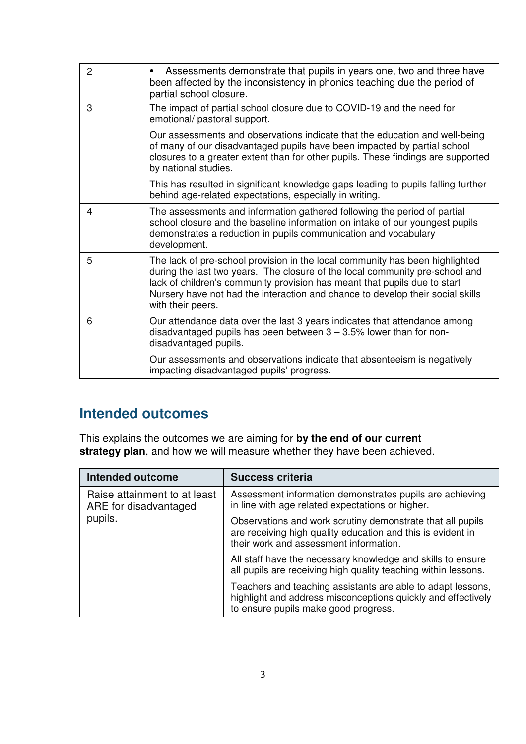| | |
|---|---|
| 2 | • Assessments demonstrate that pupils in years one, two and three have been affected by the inconsistency in phonics teaching due the period of partial school closure. |
| 3 | The impact of partial school closure due to COVID-19 and the need for emotional/ pastoral support.<br><br>Our assessments and observations indicate that the education and well-being of many of our disadvantaged pupils have been impacted by partial school closures to a greater extent than for other pupils. These findings are supported by national studies.<br><br>This has resulted in significant knowledge gaps leading to pupils falling further behind age-related expectations, especially in writing. |
| 4 | The assessments and information gathered following the period of partial school closure and the baseline information on intake of our youngest pupils demonstrates a reduction in pupils communication and vocabulary development. |
| 5 | The lack of pre-school provision in the local community has been highlighted during the last two years. The closure of the local community pre-school and lack of children's community provision has meant that pupils due to start Nursery have not had the interaction and chance to develop their social skills with their peers. |
| 6 | Our attendance data over the last 3 years indicates that attendance among disadvantaged pupils has been between 3 – 3.5% lower than for non-disadvantaged pupils.<br><br>Our assessments and observations indicate that absenteeism is negatively impacting disadvantaged pupils' progress. |

## Intended outcomes

This explains the outcomes we are aiming for **by the end of our current strategy plan**, and how we will measure whether they have been achieved.

| Intended outcome | Success criteria |
|---|---|
| Raise attainment to at least ARE for disadvantaged pupils. | Assessment information demonstrates pupils are achieving in line with age related expectations or higher.<br><br>Observations and work scrutiny demonstrate that all pupils are receiving high quality education and this is evident in their work and assessment information.<br><br>All staff have the necessary knowledge and skills to ensure all pupils are receiving high quality teaching within lessons.<br><br>Teachers and teaching assistants are able to adapt lessons, highlight and address misconceptions quickly and effectively to ensure pupils make good progress. |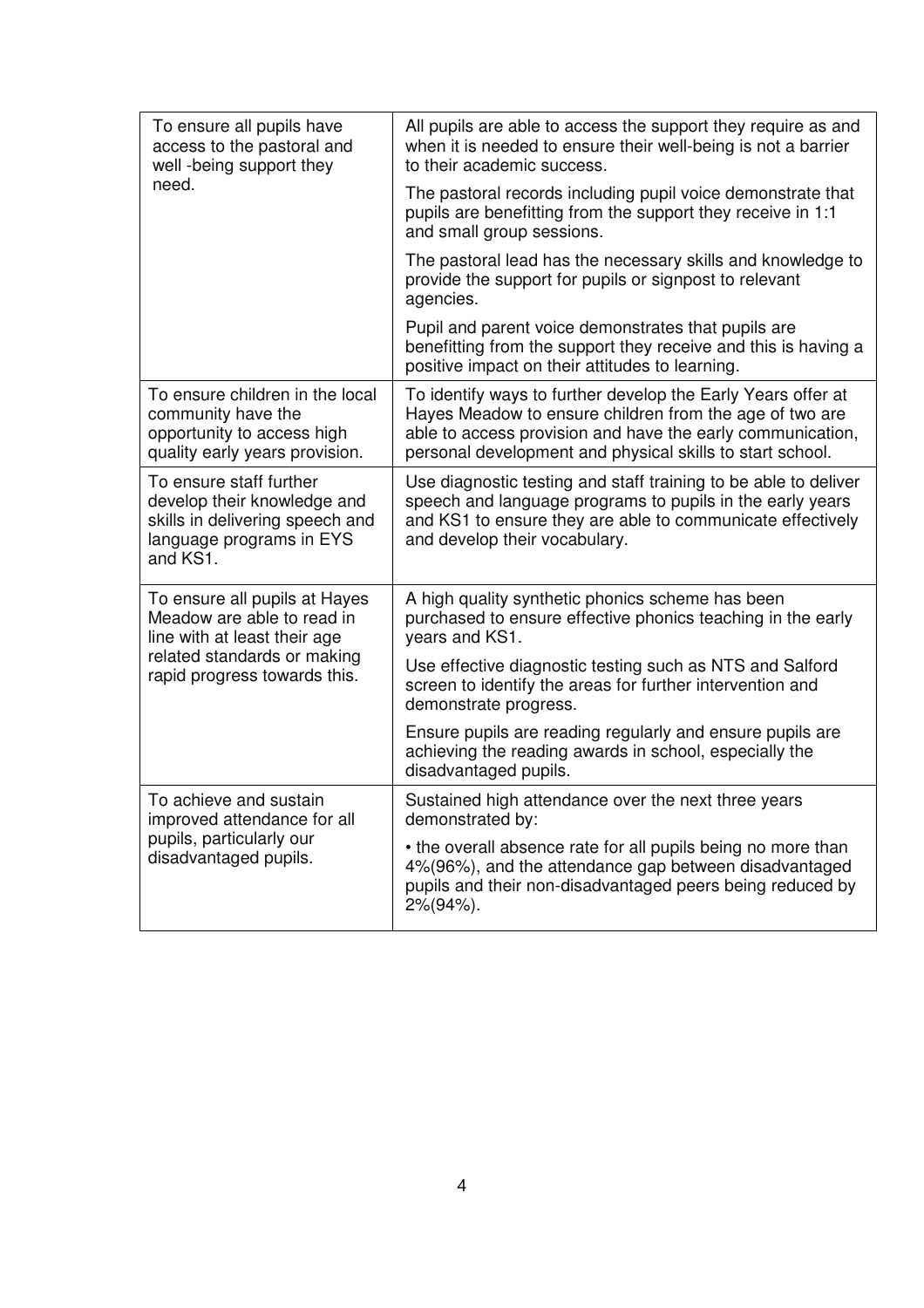| To ensure all pupils have access to the pastoral and well -being support they need. | All pupils are able to access the support they require as and when it is needed to ensure their well-being is not a barrier to their academic success.<br><br>The pastoral records including pupil voice demonstrate that pupils are benefitting from the support they receive in 1:1 and small group sessions.<br><br>The pastoral lead has the necessary skills and knowledge to provide the support for pupils or signpost to relevant agencies.<br><br>Pupil and parent voice demonstrates that pupils are benefitting from the support they receive and this is having a positive impact on their attitudes to learning. |
|---|---|
| To ensure children in the local community have the opportunity to access high quality early years provision. | To identify ways to further develop the Early Years offer at Hayes Meadow to ensure children from the age of two are able to access provision and have the early communication, personal development and physical skills to start school. |
| To ensure staff further develop their knowledge and skills in delivering speech and language programs in EYS and KS1. | Use diagnostic testing and staff training to be able to deliver speech and language programs to pupils in the early years and KS1 to ensure they are able to communicate effectively and develop their vocabulary. |
| To ensure all pupils at Hayes Meadow are able to read in line with at least their age related standards or making rapid progress towards this. | A high quality synthetic phonics scheme has been purchased to ensure effective phonics teaching in the early years and KS1.<br><br>Use effective diagnostic testing such as NTS and Salford screen to identify the areas for further intervention and demonstrate progress.<br><br>Ensure pupils are reading regularly and ensure pupils are achieving the reading awards in school, especially the disadvantaged pupils. |
| To achieve and sustain improved attendance for all pupils, particularly our disadvantaged pupils. | Sustained high attendance over the next three years demonstrated by:<br><br>• the overall absence rate for all pupils being no more than 4%(96%), and the attendance gap between disadvantaged pupils and their non-disadvantaged peers being reduced by 2%(94%). |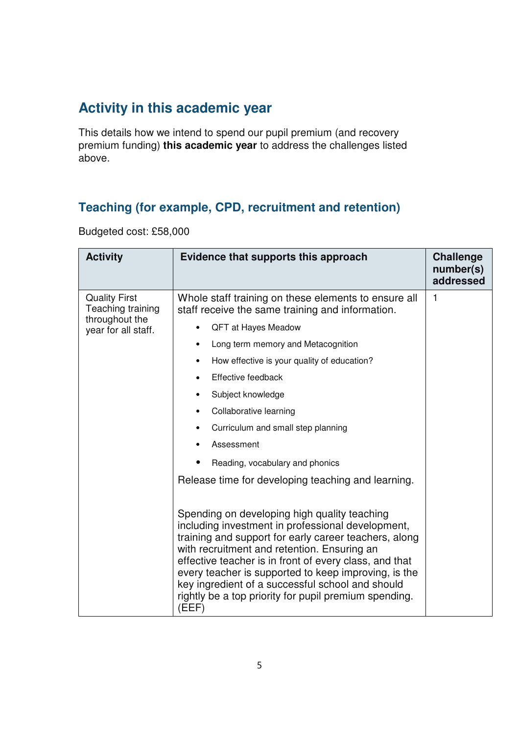## Activity in this academic year

This details how we intend to spend our pupil premium (and recovery premium funding) **this academic year** to address the challenges listed above.

### Teaching (for example, CPD, recruitment and retention)

Budgeted cost: £58,000

| Activity | Evidence that supports this approach | Challenge number(s) addressed |
|---|---|---|
| Quality First Teaching training throughout the year for all staff. | Whole staff training on these elements to ensure all staff receive the same training and information.<br>• QFT at Hayes Meadow<br>• Long term memory and Metacognition<br>• How effective is your quality of education?<br>• Effective feedback<br>• Subject knowledge<br>• Collaborative learning<br>• Curriculum and small step planning<br>• Assessment<br>• Reading, vocabulary and phonics<br>Release time for developing teaching and learning.<br><br>Spending on developing high quality teaching including investment in professional development, training and support for early career teachers, along with recruitment and retention. Ensuring an effective teacher is in front of every class, and that every teacher is supported to keep improving, is the key ingredient of a successful school and should rightly be a top priority for pupil premium spending. (EEF) | 1 |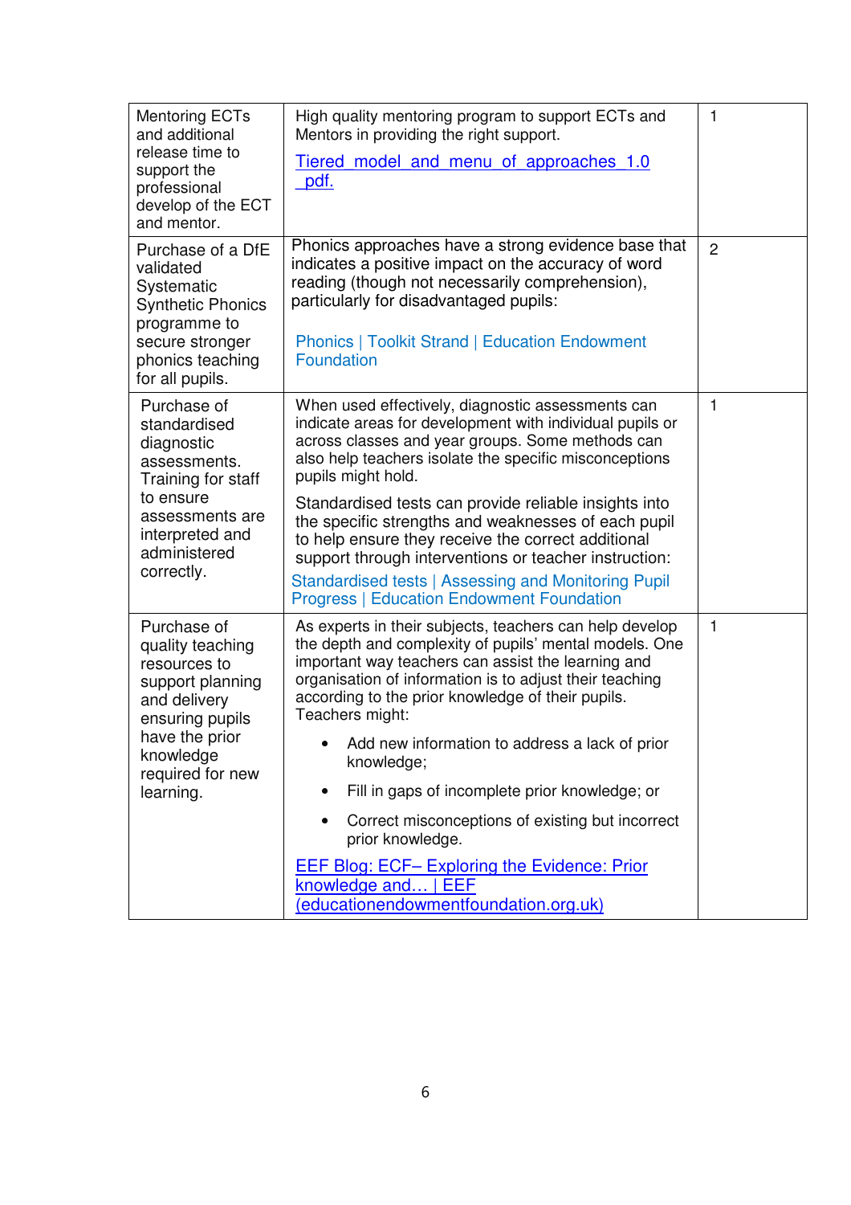| | | |
|---|---|---|
| Mentoring ECTs and additional release time to support the professional develop of the ECT and mentor. | High quality mentoring program to support ECTs and Mentors in providing the right support.<br><br>Tiered_model_and_menu_of_approaches_1.0_pdf. | 1 |
| Purchase of a DfE validated Systematic Synthetic Phonics programme to secure stronger phonics teaching for all pupils. | Phonics approaches have a strong evidence base that indicates a positive impact on the accuracy of word reading (though not necessarily comprehension), particularly for disadvantaged pupils:<br><br>Phonics \| Toolkit Strand \| Education Endowment Foundation | 2 |
| Purchase of standardised diagnostic assessments. Training for staff to ensure assessments are interpreted and administered correctly. | When used effectively, diagnostic assessments can indicate areas for development with individual pupils or across classes and year groups. Some methods can also help teachers isolate the specific misconceptions pupils might hold.<br><br>Standardised tests can provide reliable insights into the specific strengths and weaknesses of each pupil to help ensure they receive the correct additional support through interventions or teacher instruction:<br>Standardised tests \| Assessing and Monitoring Pupil Progress \| Education Endowment Foundation | 1 |
| Purchase of quality teaching resources to support planning and delivery ensuring pupils have the prior knowledge required for new learning. | As experts in their subjects, teachers can help develop the depth and complexity of pupils' mental models. One important way teachers can assist the learning and organisation of information is to adjust their teaching according to the prior knowledge of their pupils. Teachers might:<br><br>• Add new information to address a lack of prior knowledge;<br>• Fill in gaps of incomplete prior knowledge; or<br>• Correct misconceptions of existing but incorrect prior knowledge.<br><br>EEF Blog: ECF– Exploring the Evidence: Prior knowledge and… \| EEF (educationendowmentfoundation.org.uk) | 1 |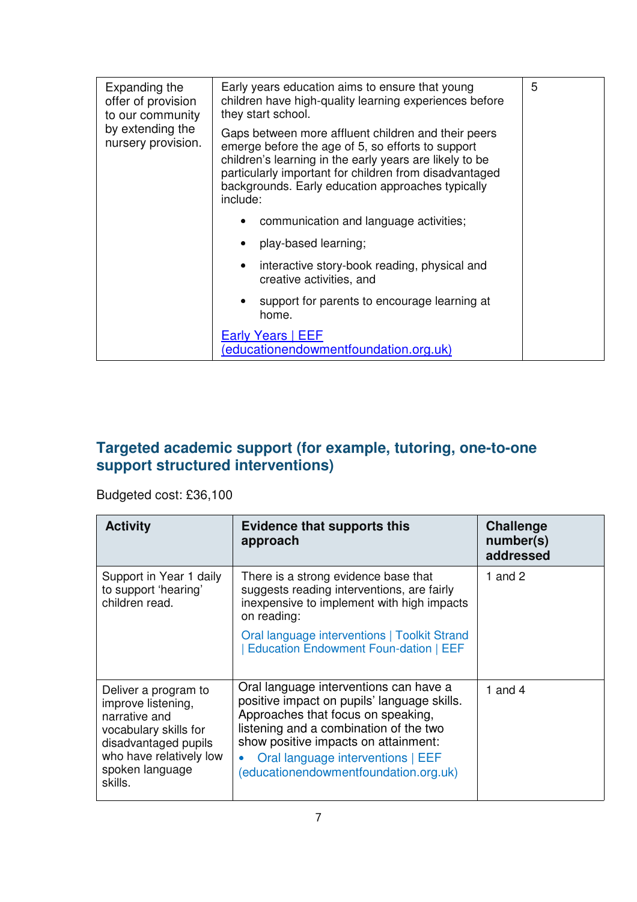| | | |
|---|---|---|
| Expanding the offer of provision to our community by extending the nursery provision. | Early years education aims to ensure that young children have high-quality learning experiences before they start school.<br><br>Gaps between more affluent children and their peers emerge before the age of 5, so efforts to support children's learning in the early years are likely to be particularly important for children from disadvantaged backgrounds. Early education approaches typically include:<br><br>• communication and language activities;<br>• play-based learning;<br>• interactive story-book reading, physical and creative activities, and<br>• support for parents to encourage learning at home.<br><br>[Early Years \| EEF (educationendowmentfoundation.org.uk)] | 5 |

## Targeted academic support (for example, tutoring, one-to-one support structured interventions)

Budgeted cost: £36,100

| Activity | Evidence that supports this approach | Challenge number(s) addressed |
|---|---|---|
| Support in Year 1 daily to support 'hearing' children read. | There is a strong evidence base that suggests reading interventions, are fairly inexpensive to implement with high impacts on reading:<br><br>Oral language interventions \| Toolkit Strand \| Education Endowment Foun-dation \| EEF | 1 and 2 |
| Deliver a program to improve listening, narrative and vocabulary skills for disadvantaged pupils who have relatively low spoken language skills. | Oral language interventions can have a positive impact on pupils' language skills. Approaches that focus on speaking, listening and a combination of the two show positive impacts on attainment:<br>• Oral language interventions \| EEF (educationendowmentfoundation.org.uk) | 1 and 4 |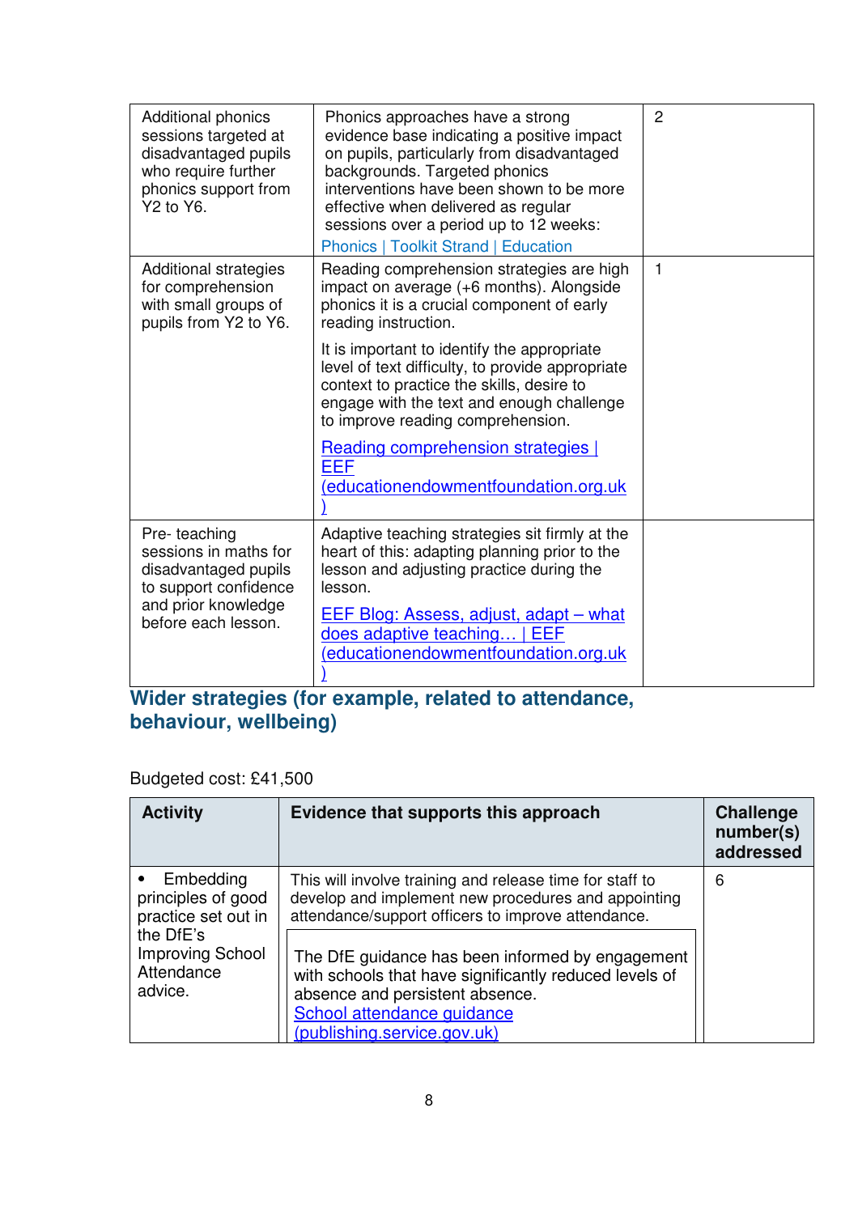| | | |
|---|---|---|
| Additional phonics sessions targeted at disadvantaged pupils who require further phonics support from Y2 to Y6. | Phonics approaches have a strong evidence base indicating a positive impact on pupils, particularly from disadvantaged backgrounds. Targeted phonics interventions have been shown to be more effective when delivered as regular sessions over a period up to 12 weeks: Phonics \| Toolkit Strand \| Education | 2 |
| Additional strategies for comprehension with small groups of pupils from Y2 to Y6. | Reading comprehension strategies are high impact on average (+6 months). Alongside phonics it is a crucial component of early reading instruction.<br><br>It is important to identify the appropriate level of text difficulty, to provide appropriate context to practice the skills, desire to engage with the text and enough challenge to improve reading comprehension.<br><br>Reading comprehension strategies \| EEF (educationendowmentfoundation.org.uk) | 1 |
| Pre- teaching sessions in maths for disadvantaged pupils to support confidence and prior knowledge before each lesson. | Adaptive teaching strategies sit firmly at the heart of this: adapting planning prior to the lesson and adjusting practice during the lesson.<br><br>EEF Blog: Assess, adjust, adapt – what does adaptive teaching… \| EEF (educationendowmentfoundation.org.uk) | |

## Wider strategies (for example, related to attendance, behaviour, wellbeing)

Budgeted cost: £41,500

| Activity | Evidence that supports this approach | Challenge number(s) addressed |
|---|---|---|
| • Embedding principles of good practice set out in the DfE's Improving School Attendance advice. | This will involve training and release time for staff to develop and implement new procedures and appointing attendance/support officers to improve attendance.<br><br>The DfE guidance has been informed by engagement with schools that have significantly reduced levels of absence and persistent absence.<br>School attendance guidance (publishing.service.gov.uk) | 6 |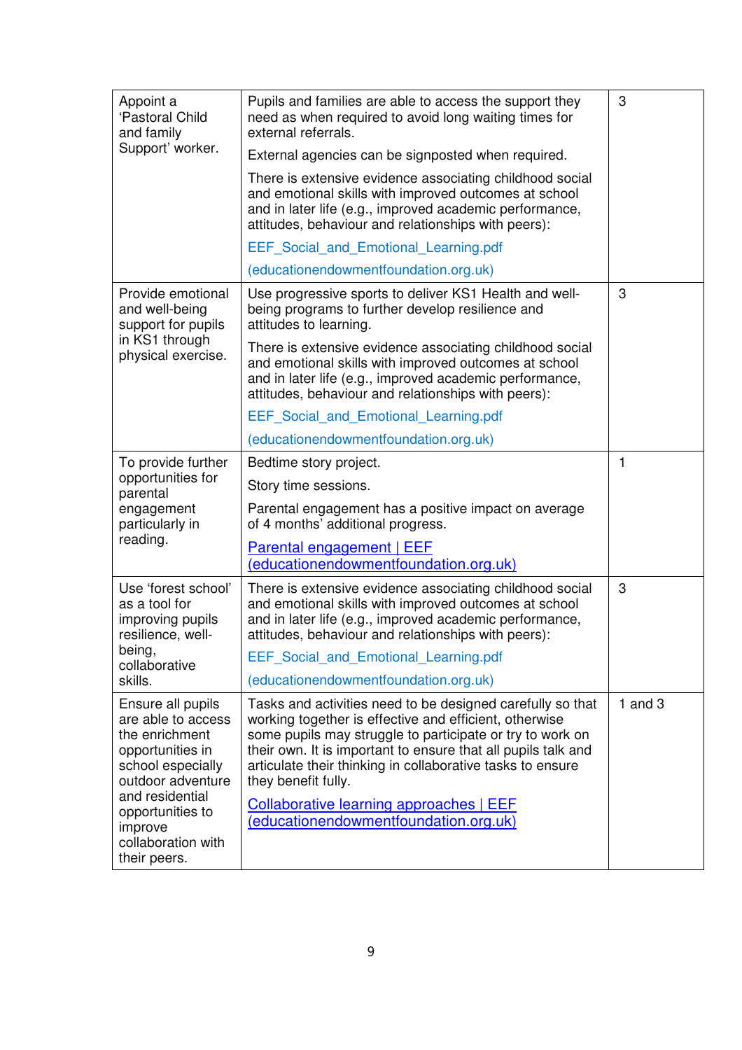| | | |
|---|---|---|
| Appoint a 'Pastoral Child and family Support' worker. | Pupils and families are able to access the support they need as when required to avoid long waiting times for external referrals.<br><br>External agencies can be signposted when required.<br><br>There is extensive evidence associating childhood social and emotional skills with improved outcomes at school and in later life (e.g., improved academic performance, attitudes, behaviour and relationships with peers):<br><br>EEF_Social_and_Emotional_Learning.pdf<br><br>(educationendowmentfoundation.org.uk) | 3 |
| Provide emotional and well-being support for pupils in KS1 through physical exercise. | Use progressive sports to deliver KS1 Health and well-being programs to further develop resilience and attitudes to learning.<br><br>There is extensive evidence associating childhood social and emotional skills with improved outcomes at school and in later life (e.g., improved academic performance, attitudes, behaviour and relationships with peers):<br><br>EEF_Social_and_Emotional_Learning.pdf<br><br>(educationendowmentfoundation.org.uk) | 3 |
| To provide further opportunities for parental engagement particularly in reading. | Bedtime story project.<br><br>Story time sessions.<br><br>Parental engagement has a positive impact on average of 4 months' additional progress.<br><br>Parental engagement \| EEF (educationendowmentfoundation.org.uk) | 1 |
| Use 'forest school' as a tool for improving pupils resilience, well-being, collaborative skills. | There is extensive evidence associating childhood social and emotional skills with improved outcomes at school and in later life (e.g., improved academic performance, attitudes, behaviour and relationships with peers):<br><br>EEF_Social_and_Emotional_Learning.pdf<br><br>(educationendowmentfoundation.org.uk) | 3 |
| Ensure all pupils are able to access the enrichment opportunities in school especially outdoor adventure and residential opportunities to improve collaboration with their peers. | Tasks and activities need to be designed carefully so that working together is effective and efficient, otherwise some pupils may struggle to participate or try to work on their own. It is important to ensure that all pupils talk and articulate their thinking in collaborative tasks to ensure they benefit fully.<br><br>Collaborative learning approaches \| EEF (educationendowmentfoundation.org.uk) | 1 and 3 |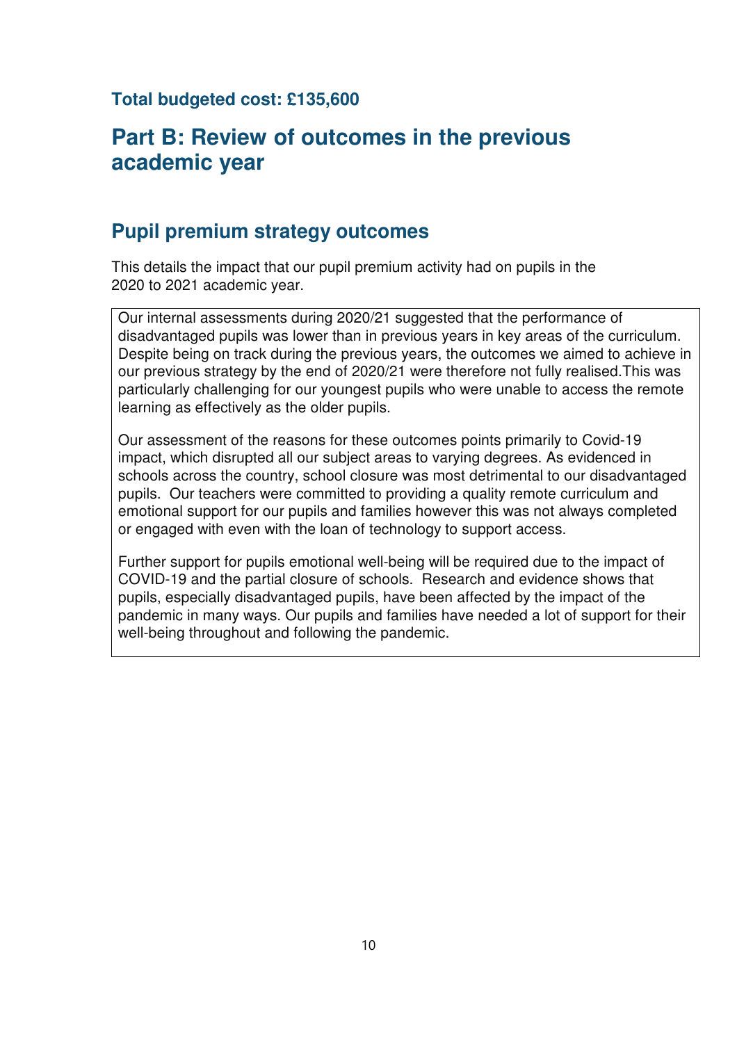**Total budgeted cost: £135,600**

# Part B: Review of outcomes in the previous academic year

## Pupil premium strategy outcomes

This details the impact that our pupil premium activity had on pupils in the 2020 to 2021 academic year.

Our internal assessments during 2020/21 suggested that the performance of disadvantaged pupils was lower than in previous years in key areas of the curriculum. Despite being on track during the previous years, the outcomes we aimed to achieve in our previous strategy by the end of 2020/21 were therefore not fully realised.This was particularly challenging for our youngest pupils who were unable to access the remote learning as effectively as the older pupils.

Our assessment of the reasons for these outcomes points primarily to Covid-19 impact, which disrupted all our subject areas to varying degrees. As evidenced in schools across the country, school closure was most detrimental to our disadvantaged pupils. Our teachers were committed to providing a quality remote curriculum and emotional support for our pupils and families however this was not always completed or engaged with even with the loan of technology to support access.

Further support for pupils emotional well-being will be required due to the impact of COVID-19 and the partial closure of schools. Research and evidence shows that pupils, especially disadvantaged pupils, have been affected by the impact of the pandemic in many ways. Our pupils and families have needed a lot of support for their well-being throughout and following the pandemic.